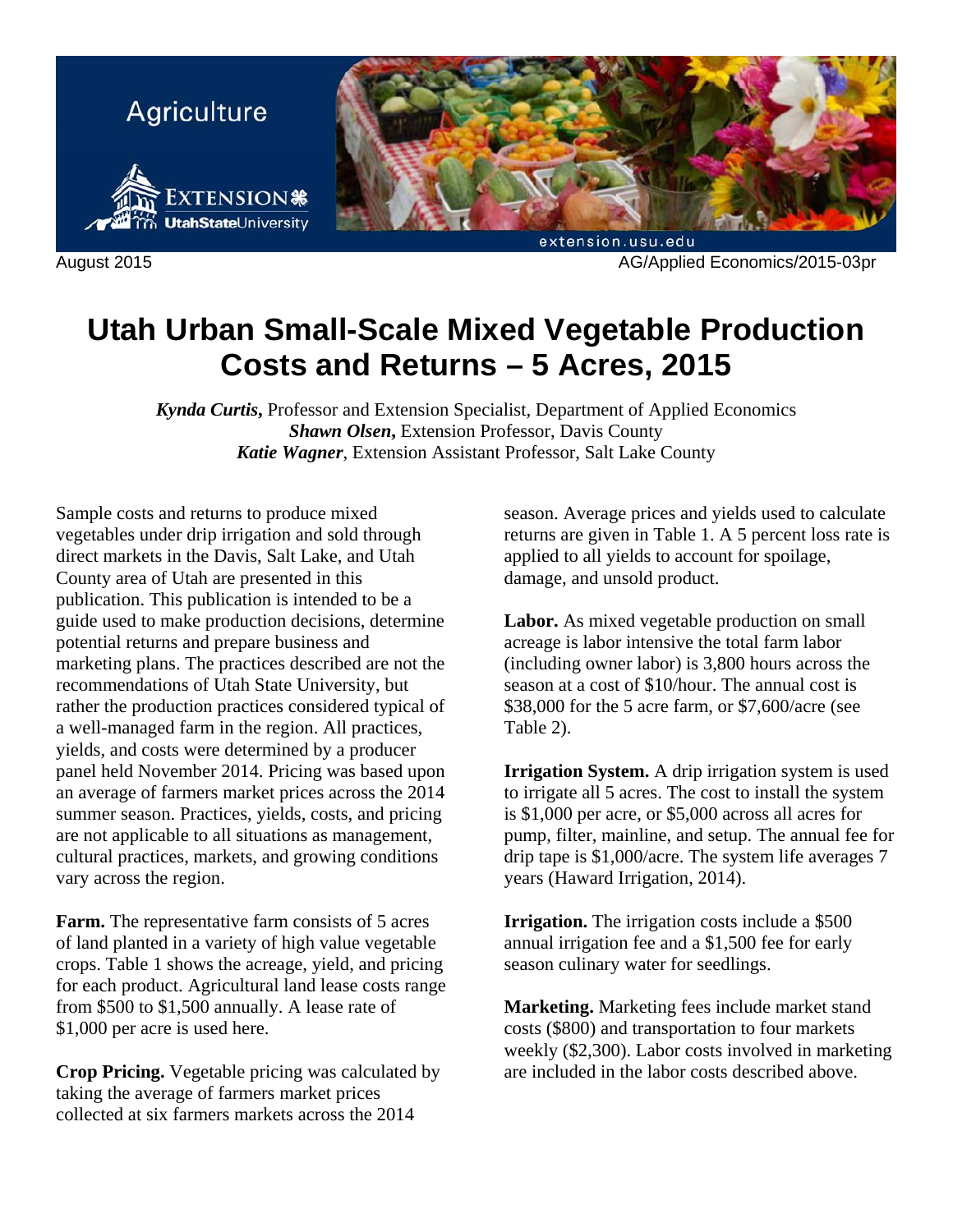Agriculture

August 2015 AG/Applied Economics/2015-03pr

# Utah Urban Small-Scale Mixed Vegetable Production Costs and Returns – 5 Acres, 2015

***Kynda Curtis***, Professor and Extension Specialist, Department of Applied Economics
***Shawn Olsen***, Extension Professor, Davis County
***Katie Wagner***, Extension Assistant Professor, Salt Lake County

Sample costs and returns to produce mixed vegetables under drip irrigation and sold through direct markets in the Davis, Salt Lake, and Utah County area of Utah are presented in this publication. This publication is intended to be a guide used to make production decisions, determine potential returns and prepare business and marketing plans. The practices described are not the recommendations of Utah State University, but rather the production practices considered typical of a well-managed farm in the region. All practices, yields, and costs were determined by a producer panel held November 2014. Pricing was based upon an average of farmers market prices across the 2014 summer season. Practices, yields, costs, and pricing are not applicable to all situations as management, cultural practices, markets, and growing conditions vary across the region.

**Farm.** The representative farm consists of 5 acres of land planted in a variety of high value vegetable crops. Table 1 shows the acreage, yield, and pricing for each product. Agricultural land lease costs range from $500 to $1,500 annually. A lease rate of $1,000 per acre is used here.

**Crop Pricing.** Vegetable pricing was calculated by taking the average of farmers market prices collected at six farmers markets across the 2014 season. Average prices and yields used to calculate returns are given in Table 1. A 5 percent loss rate is applied to all yields to account for spoilage, damage, and unsold product.

**Labor.** As mixed vegetable production on small acreage is labor intensive the total farm labor (including owner labor) is 3,800 hours across the season at a cost of $10/hour. The annual cost is $38,000 for the 5 acre farm, or $7,600/acre (see Table 2).

**Irrigation System.** A drip irrigation system is used to irrigate all 5 acres. The cost to install the system is $1,000 per acre, or $5,000 across all acres for pump, filter, mainline, and setup. The annual fee for drip tape is $1,000/acre. The system life averages 7 years (Haward Irrigation, 2014).

**Irrigation.** The irrigation costs include a $500 annual irrigation fee and a $1,500 fee for early season culinary water for seedlings.

**Marketing.** Marketing fees include market stand costs ($800) and transportation to four markets weekly ($2,300). Labor costs involved in marketing are included in the labor costs described above.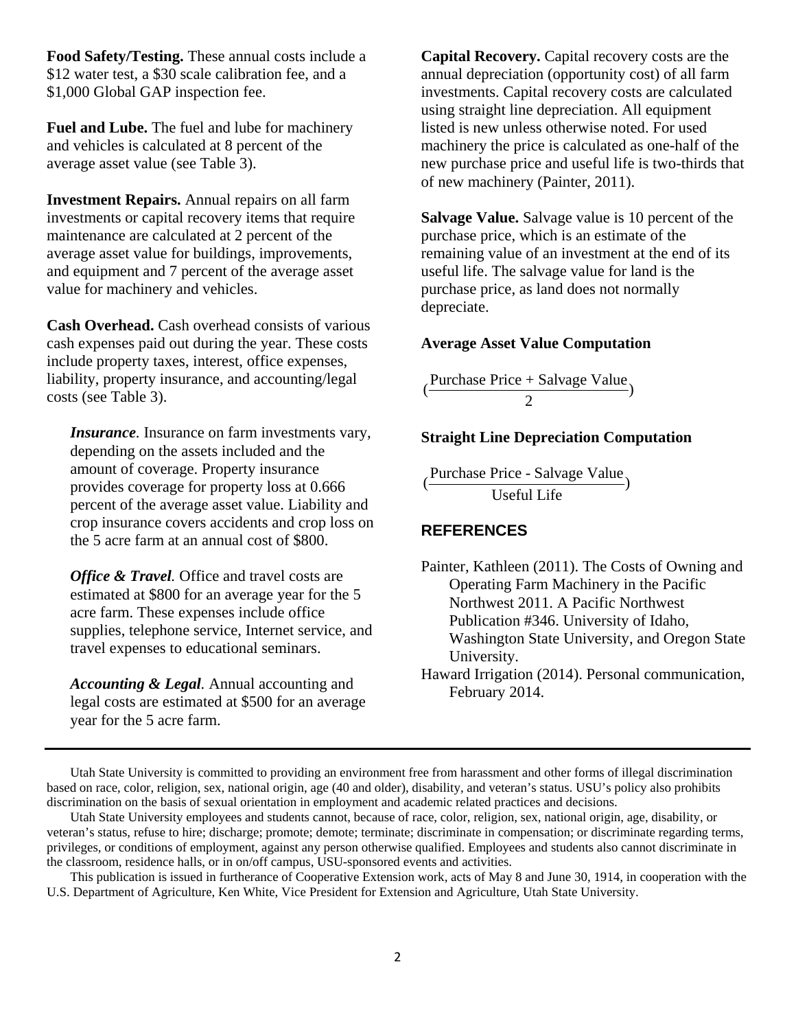**Food Safety/Testing.** These annual costs include a \$12 water test, a \$30 scale calibration fee, and a \$1,000 Global GAP inspection fee.

**Fuel and Lube.** The fuel and lube for machinery and vehicles is calculated at 8 percent of the average asset value (see Table 3).

**Investment Repairs.** Annual repairs on all farm investments or capital recovery items that require maintenance are calculated at 2 percent of the average asset value for buildings, improvements, and equipment and 7 percent of the average asset value for machinery and vehicles.

**Cash Overhead.** Cash overhead consists of various cash expenses paid out during the year. These costs include property taxes, interest, office expenses, liability, property insurance, and accounting/legal costs (see Table 3).

***Insurance***. Insurance on farm investments vary, depending on the assets included and the amount of coverage. Property insurance provides coverage for property loss at 0.666 percent of the average asset value. Liability and crop insurance covers accidents and crop loss on the 5 acre farm at an annual cost of \$800.

***Office & Travel***. Office and travel costs are estimated at \$800 for an average year for the 5 acre farm. These expenses include office supplies, telephone service, Internet service, and travel expenses to educational seminars.

***Accounting & Legal***. Annual accounting and legal costs are estimated at \$500 for an average year for the 5 acre farm.

**Capital Recovery.** Capital recovery costs are the annual depreciation (opportunity cost) of all farm investments. Capital recovery costs are calculated using straight line depreciation. All equipment listed is new unless otherwise noted. For used machinery the price is calculated as one-half of the new purchase price and useful life is two-thirds that of new machinery (Painter, 2011).

**Salvage Value.** Salvage value is 10 percent of the purchase price, which is an estimate of the remaining value of an investment at the end of its useful life. The salvage value for land is the purchase price, as land does not normally depreciate.

**Average Asset Value Computation**

$$\left(\frac{\text{Purchase Price + Salvage Value}}{2}\right)$$

**Straight Line Depreciation Computation**

$$\left(\frac{\text{Purchase Price - Salvage Value}}{\text{Useful Life}}\right)$$

## REFERENCES

Painter, Kathleen (2011). The Costs of Owning and Operating Farm Machinery in the Pacific Northwest 2011. A Pacific Northwest Publication #346. University of Idaho, Washington State University, and Oregon State University.

Haward Irrigation (2014). Personal communication, February 2014.

---

Utah State University is committed to providing an environment free from harassment and other forms of illegal discrimination based on race, color, religion, sex, national origin, age (40 and older), disability, and veteran's status. USU's policy also prohibits discrimination on the basis of sexual orientation in employment and academic related practices and decisions.

Utah State University employees and students cannot, because of race, color, religion, sex, national origin, age, disability, or veteran's status, refuse to hire; discharge; promote; demote; terminate; discriminate in compensation; or discriminate regarding terms, privileges, or conditions of employment, against any person otherwise qualified. Employees and students also cannot discriminate in the classroom, residence halls, or in on/off campus, USU-sponsored events and activities.

This publication is issued in furtherance of Cooperative Extension work, acts of May 8 and June 30, 1914, in cooperation with the U.S. Department of Agriculture, Ken White, Vice President for Extension and Agriculture, Utah State University.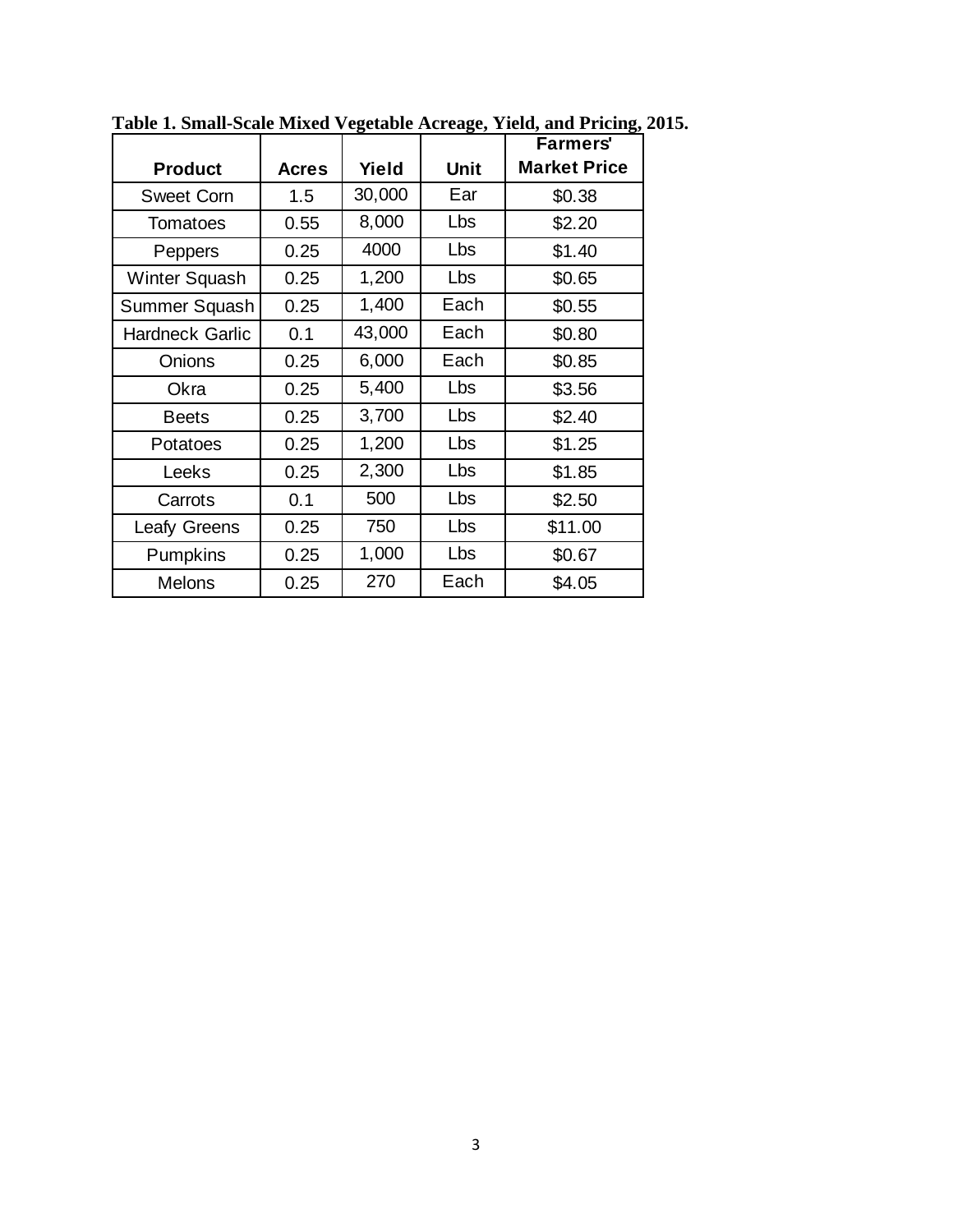**Table 1. Small-Scale Mixed Vegetable Acreage, Yield, and Pricing, 2015.**

| Product | Acres | Yield | Unit | Farmers' Market Price |
|---|---|---|---|---|
| Sweet Corn | 1.5 | 30,000 | Ear | $0.38 |
| Tomatoes | 0.55 | 8,000 | Lbs | $2.20 |
| Peppers | 0.25 | 4000 | Lbs | $1.40 |
| Winter Squash | 0.25 | 1,200 | Lbs | $0.65 |
| Summer Squash | 0.25 | 1,400 | Each | $0.55 |
| Hardneck Garlic | 0.1 | 43,000 | Each | $0.80 |
| Onions | 0.25 | 6,000 | Each | $0.85 |
| Okra | 0.25 | 5,400 | Lbs | $3.56 |
| Beets | 0.25 | 3,700 | Lbs | $2.40 |
| Potatoes | 0.25 | 1,200 | Lbs | $1.25 |
| Leeks | 0.25 | 2,300 | Lbs | $1.85 |
| Carrots | 0.1 | 500 | Lbs | $2.50 |
| Leafy Greens | 0.25 | 750 | Lbs | $11.00 |
| Pumpkins | 0.25 | 1,000 | Lbs | $0.67 |
| Melons | 0.25 | 270 | Each | $4.05 |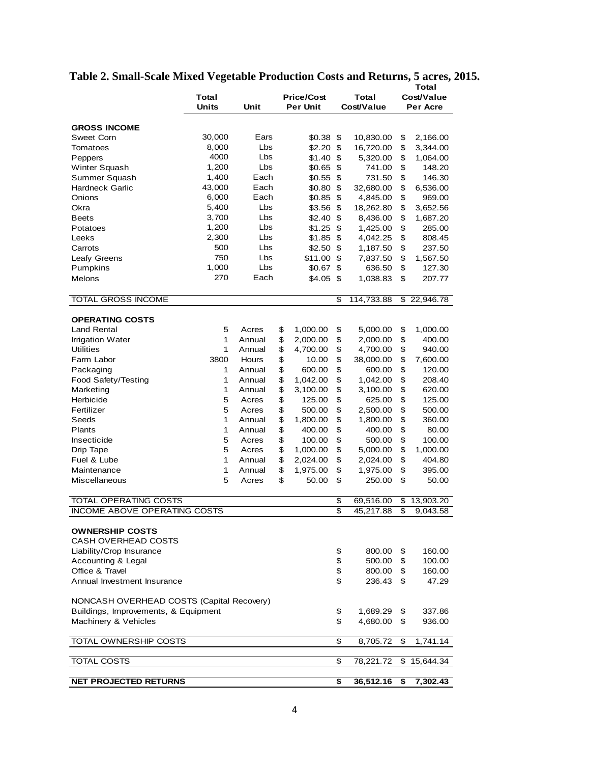# Table 2. Small-Scale Mixed Vegetable Production Costs and Returns, 5 acres, 2015.

| | Total Units | Unit | Price/Cost Per Unit | Total Cost/Value | Total Cost/Value Per Acre |
|---|---|---|---|---|---|
| **GROSS INCOME** | | | | | |
| Sweet Corn | 30,000 | Ears | $0.38 | $ 10,830.00 | $ 2,166.00 |
| Tomatoes | 8,000 | Lbs | $2.20 | $ 16,720.00 | $ 3,344.00 |
| Peppers | 4000 | Lbs | $1.40 | $ 5,320.00 | $ 1,064.00 |
| Winter Squash | 1,200 | Lbs | $0.65 | $ 741.00 | $ 148.20 |
| Summer Squash | 1,400 | Each | $0.55 | $ 731.50 | $ 146.30 |
| Hardneck Garlic | 43,000 | Each | $0.80 | $ 32,680.00 | $ 6,536.00 |
| Onions | 6,000 | Each | $0.85 | $ 4,845.00 | $ 969.00 |
| Okra | 5,400 | Lbs | $3.56 | $ 18,262.80 | $ 3,652.56 |
| Beets | 3,700 | Lbs | $2.40 | $ 8,436.00 | $ 1,687.20 |
| Potatoes | 1,200 | Lbs | $1.25 | $ 1,425.00 | $ 285.00 |
| Leeks | 2,300 | Lbs | $1.85 | $ 4,042.25 | $ 808.45 |
| Carrots | 500 | Lbs | $2.50 | $ 1,187.50 | $ 237.50 |
| Leafy Greens | 750 | Lbs | $11.00 | $ 7,837.50 | $ 1,567.50 |
| Pumpkins | 1,000 | Lbs | $0.67 | $ 636.50 | $ 127.30 |
| Melons | 270 | Each | $4.05 | $ 1,038.83 | $ 207.77 |
| TOTAL GROSS INCOME | | | | $ 114,733.88 | $ 22,946.78 |
| **OPERATING COSTS** | | | | | |
| Land Rental | 5 | Acres | $ 1,000.00 | $ 5,000.00 | $ 1,000.00 |
| Irrigation Water | 1 | Annual | $ 2,000.00 | $ 2,000.00 | $ 400.00 |
| Utilities | 1 | Annual | $ 4,700.00 | $ 4,700.00 | $ 940.00 |
| Farm Labor | 3800 | Hours | $ 10.00 | $ 38,000.00 | $ 7,600.00 |
| Packaging | 1 | Annual | $ 600.00 | $ 600.00 | $ 120.00 |
| Food Safety/Testing | 1 | Annual | $ 1,042.00 | $ 1,042.00 | $ 208.40 |
| Marketing | 1 | Annual | $ 3,100.00 | $ 3,100.00 | $ 620.00 |
| Herbicide | 5 | Acres | $ 125.00 | $ 625.00 | $ 125.00 |
| Fertilizer | 5 | Acres | $ 500.00 | $ 2,500.00 | $ 500.00 |
| Seeds | 1 | Annual | $ 1,800.00 | $ 1,800.00 | $ 360.00 |
| Plants | 1 | Annual | $ 400.00 | $ 400.00 | $ 80.00 |
| Insecticide | 5 | Acres | $ 100.00 | $ 500.00 | $ 100.00 |
| Drip Tape | 5 | Acres | $ 1,000.00 | $ 5,000.00 | $ 1,000.00 |
| Fuel & Lube | 1 | Annual | $ 2,024.00 | $ 2,024.00 | $ 404.80 |
| Maintenance | 1 | Annual | $ 1,975.00 | $ 1,975.00 | $ 395.00 |
| Miscellaneous | 5 | Acres | $ 50.00 | $ 250.00 | $ 50.00 |
| TOTAL OPERATING COSTS | | | | $ 69,516.00 | $ 13,903.20 |
| INCOME ABOVE OPERATING COSTS | | | | $ 45,217.88 | $ 9,043.58 |
| **OWNERSHIP COSTS** | | | | | |
| CASH OVERHEAD COSTS | | | | | |
| Liability/Crop Insurance | | | | $ 800.00 | $ 160.00 |
| Accounting & Legal | | | | $ 500.00 | $ 100.00 |
| Office & Travel | | | | $ 800.00 | $ 160.00 |
| Annual Investment Insurance | | | | $ 236.43 | $ 47.29 |
| NONCASH OVERHEAD COSTS (Capital Recovery) | | | | | |
| Buildings, Improvements, & Equipment | | | | $ 1,689.29 | $ 337.86 |
| Machinery & Vehicles | | | | $ 4,680.00 | $ 936.00 |
| TOTAL OWNERSHIP COSTS | | | | $ 8,705.72 | $ 1,741.14 |
| TOTAL COSTS | | | | $ 78,221.72 | $ 15,644.34 |
| **NET PROJECTED RETURNS** | | | | **$ 36,512.16** | **$ 7,302.43** |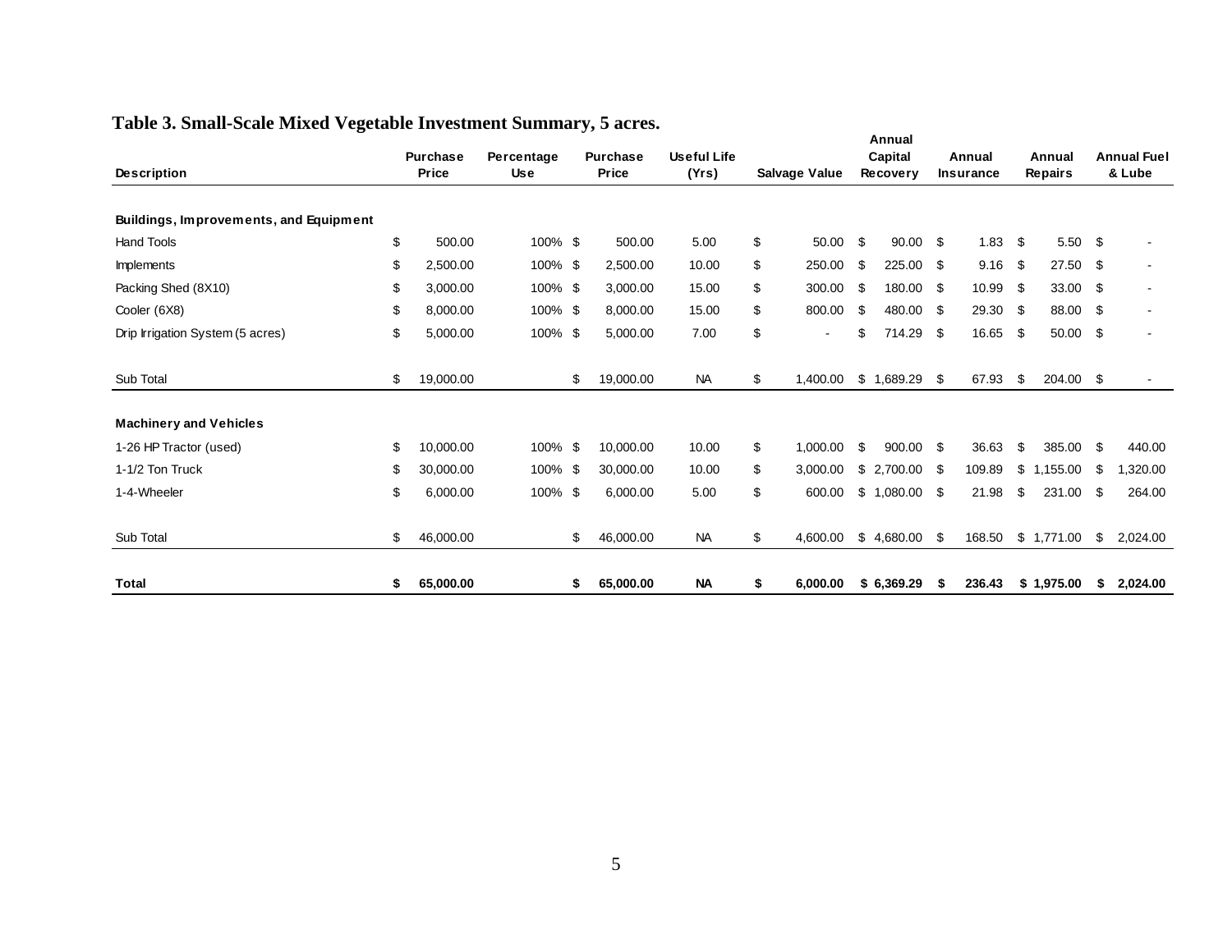**Table 3. Small-Scale Mixed Vegetable Investment Summary, 5 acres.**

| Description | Purchase Price | Percentage Use | Purchase Price | Useful Life (Yrs) | Salvage Value | Annual Capital Recovery | Annual Insurance | Annual Repairs | Annual Fuel & Lube |
|---|---|---|---|---|---|---|---|---|---|
| **Buildings, Improvements, and Equipment** | | | | | | | | | |
| Hand Tools | $ 500.00 | 100% | $ 500.00 | 5.00 | $ 50.00 | $ 90.00 | $ 1.83 | $ 5.50 | $ - |
| Implements | $ 2,500.00 | 100% | $ 2,500.00 | 10.00 | $ 250.00 | $ 225.00 | $ 9.16 | $ 27.50 | $ - |
| Packing Shed (8X10) | $ 3,000.00 | 100% | $ 3,000.00 | 15.00 | $ 300.00 | $ 180.00 | $ 10.99 | $ 33.00 | $ - |
| Cooler (6X8) | $ 8,000.00 | 100% | $ 8,000.00 | 15.00 | $ 800.00 | $ 480.00 | $ 29.30 | $ 88.00 | $ - |
| Drip Irrigation System (5 acres) | $ 5,000.00 | 100% | $ 5,000.00 | 7.00 | $ - | $ 714.29 | $ 16.65 | $ 50.00 | $ - |
| Sub Total | $ 19,000.00 | | $ 19,000.00 | NA | $ 1,400.00 | $ 1,689.29 | $ 67.93 | $ 204.00 | $ - |
| **Machinery and Vehicles** | | | | | | | | | |
| 1-26 HP Tractor (used) | $ 10,000.00 | 100% | $ 10,000.00 | 10.00 | $ 1,000.00 | $ 900.00 | $ 36.63 | $ 385.00 | $ 440.00 |
| 1-1/2 Ton Truck | $ 30,000.00 | 100% | $ 30,000.00 | 10.00 | $ 3,000.00 | $ 2,700.00 | $ 109.89 | $ 1,155.00 | $ 1,320.00 |
| 1-4-Wheeler | $ 6,000.00 | 100% | $ 6,000.00 | 5.00 | $ 600.00 | $ 1,080.00 | $ 21.98 | $ 231.00 | $ 264.00 |
| Sub Total | $ 46,000.00 | | $ 46,000.00 | NA | $ 4,600.00 | $ 4,680.00 | $ 168.50 | $ 1,771.00 | $ 2,024.00 |
| **Total** | **$ 65,000.00** | | **$ 65,000.00** | **NA** | **$ 6,000.00** | **$ 6,369.29** | **$ 236.43** | **$ 1,975.00** | **$ 2,024.00** |